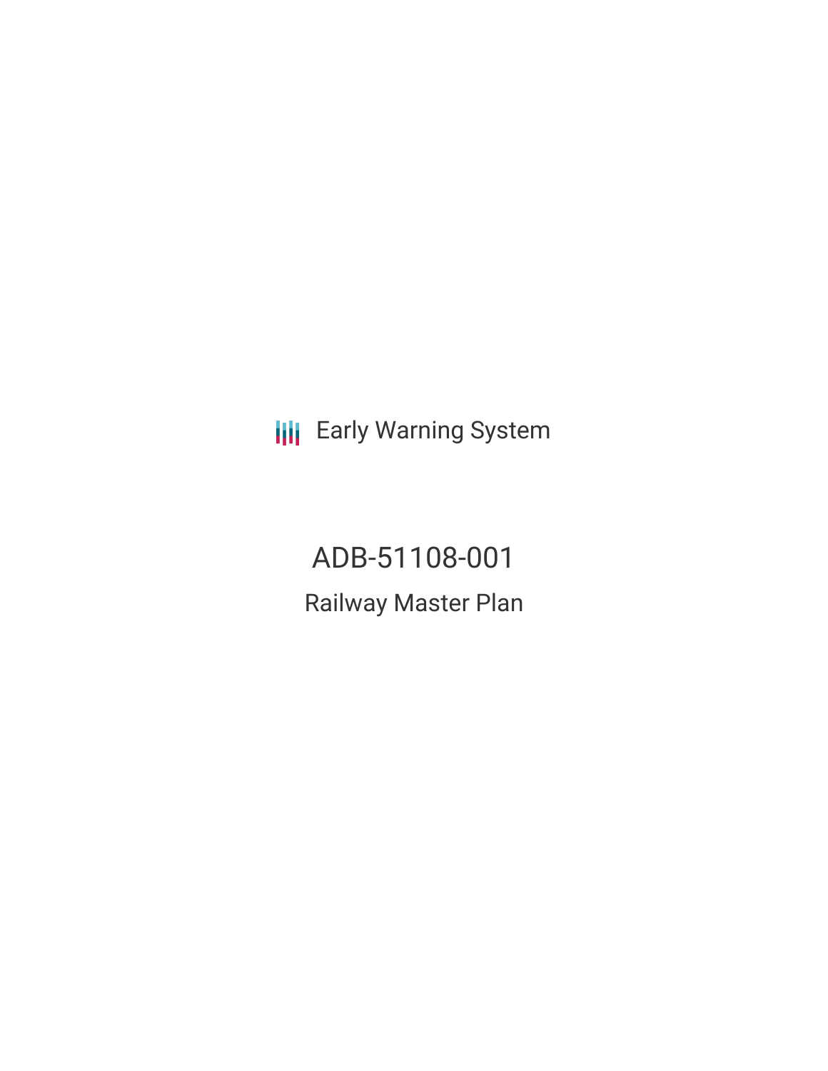Early Warning System

# ADB-51108-001

## Railway Master Plan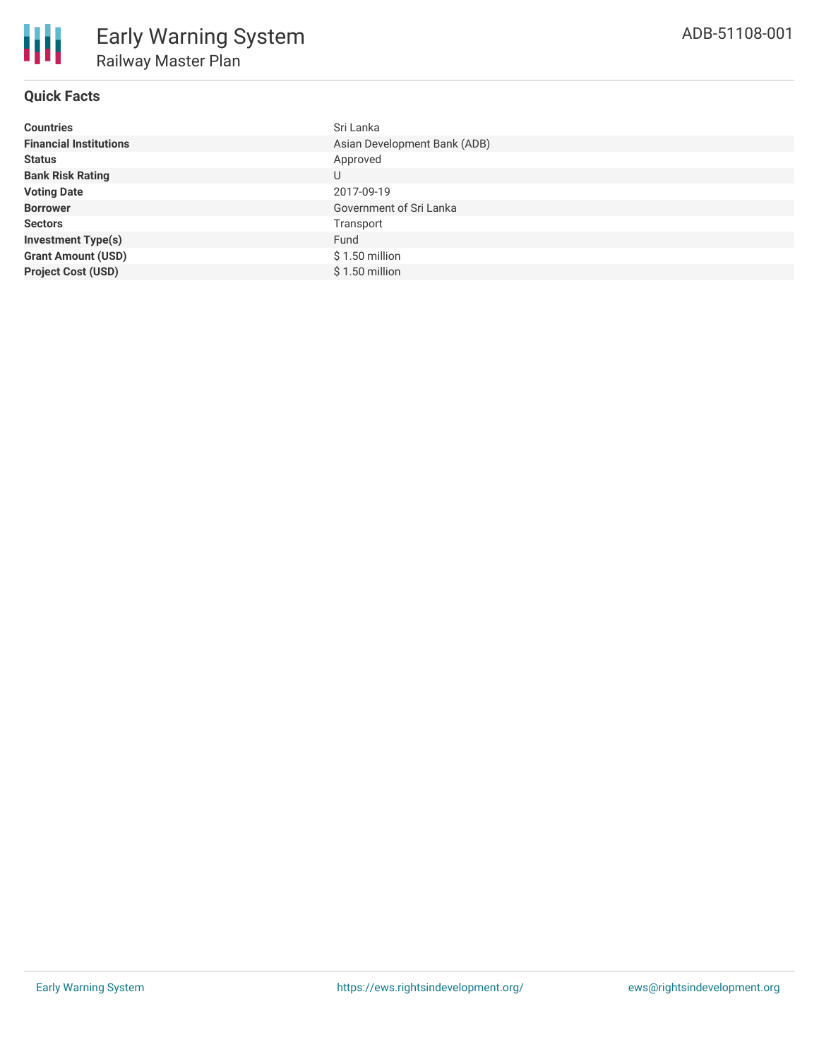# Early Warning System

## Railway Master Plan

ADB-51108-001

### Quick Facts

| | |
|---|---|
| **Countries** | Sri Lanka |
| **Financial Institutions** | Asian Development Bank (ADB) |
| **Status** | Approved |
| **Bank Risk Rating** | U |
| **Voting Date** | 2017-09-19 |
| **Borrower** | Government of Sri Lanka |
| **Sectors** | Transport |
| **Investment Type(s)** | Fund |
| **Grant Amount (USD)** | $ 1.50 million |
| **Project Cost (USD)** | $ 1.50 million |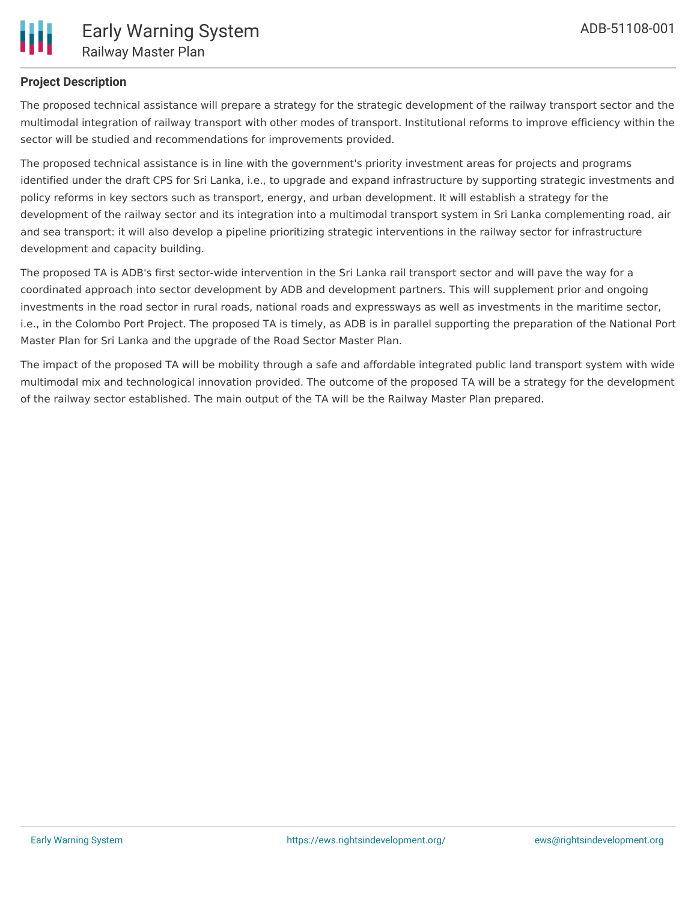### Project Description

The proposed technical assistance will prepare a strategy for the strategic development of the railway transport sector and the multimodal integration of railway transport with other modes of transport. Institutional reforms to improve efficiency within the sector will be studied and recommendations for improvements provided.

The proposed technical assistance is in line with the government's priority investment areas for projects and programs identified under the draft CPS for Sri Lanka, i.e., to upgrade and expand infrastructure by supporting strategic investments and policy reforms in key sectors such as transport, energy, and urban development. It will establish a strategy for the development of the railway sector and its integration into a multimodal transport system in Sri Lanka complementing road, air and sea transport: it will also develop a pipeline prioritizing strategic interventions in the railway sector for infrastructure development and capacity building.

The proposed TA is ADB's first sector-wide intervention in the Sri Lanka rail transport sector and will pave the way for a coordinated approach into sector development by ADB and development partners. This will supplement prior and ongoing investments in the road sector in rural roads, national roads and expressways as well as investments in the maritime sector, i.e., in the Colombo Port Project. The proposed TA is timely, as ADB is in parallel supporting the preparation of the National Port Master Plan for Sri Lanka and the upgrade of the Road Sector Master Plan.

The impact of the proposed TA will be mobility through a safe and affordable integrated public land transport system with wide multimodal mix and technological innovation provided. The outcome of the proposed TA will be a strategy for the development of the railway sector established. The main output of the TA will be the Railway Master Plan prepared.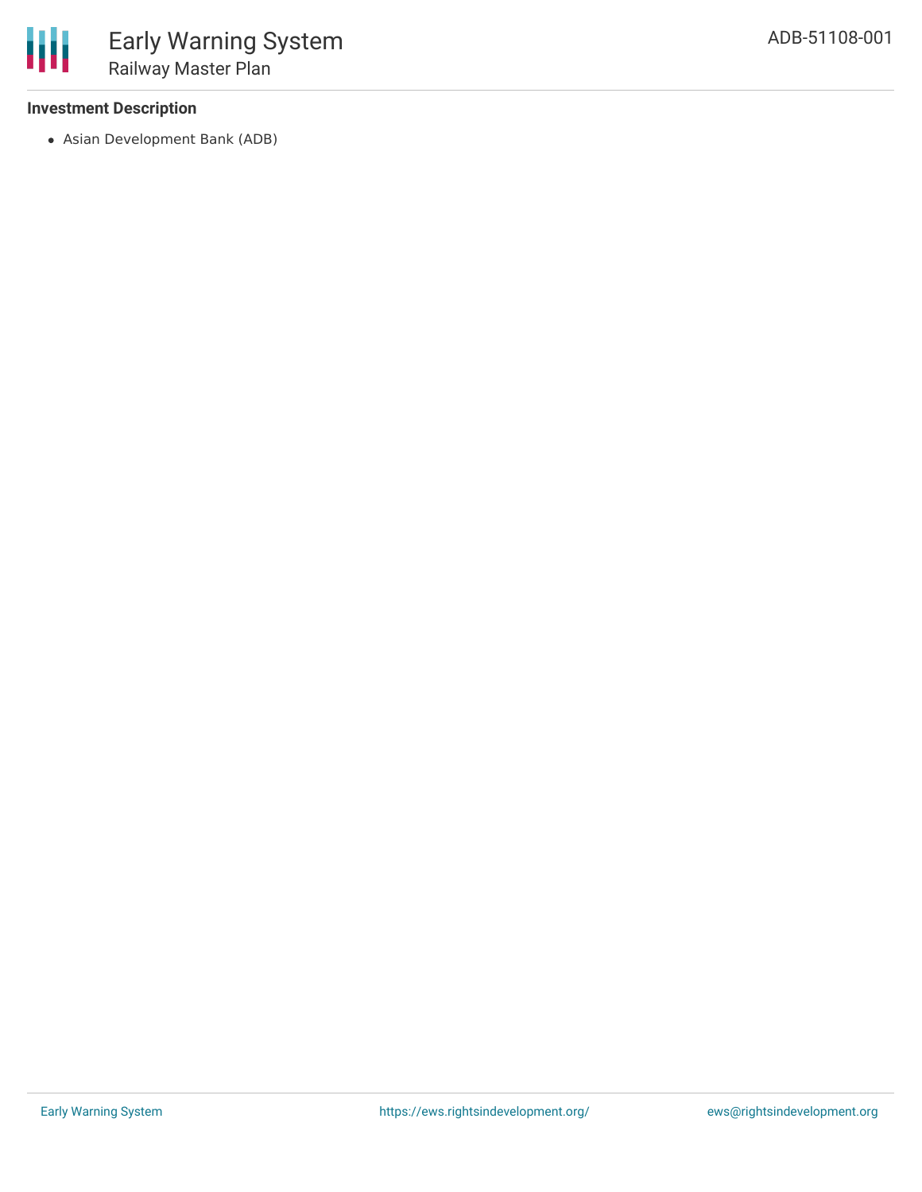**Investment Description**

- Asian Development Bank (ADB)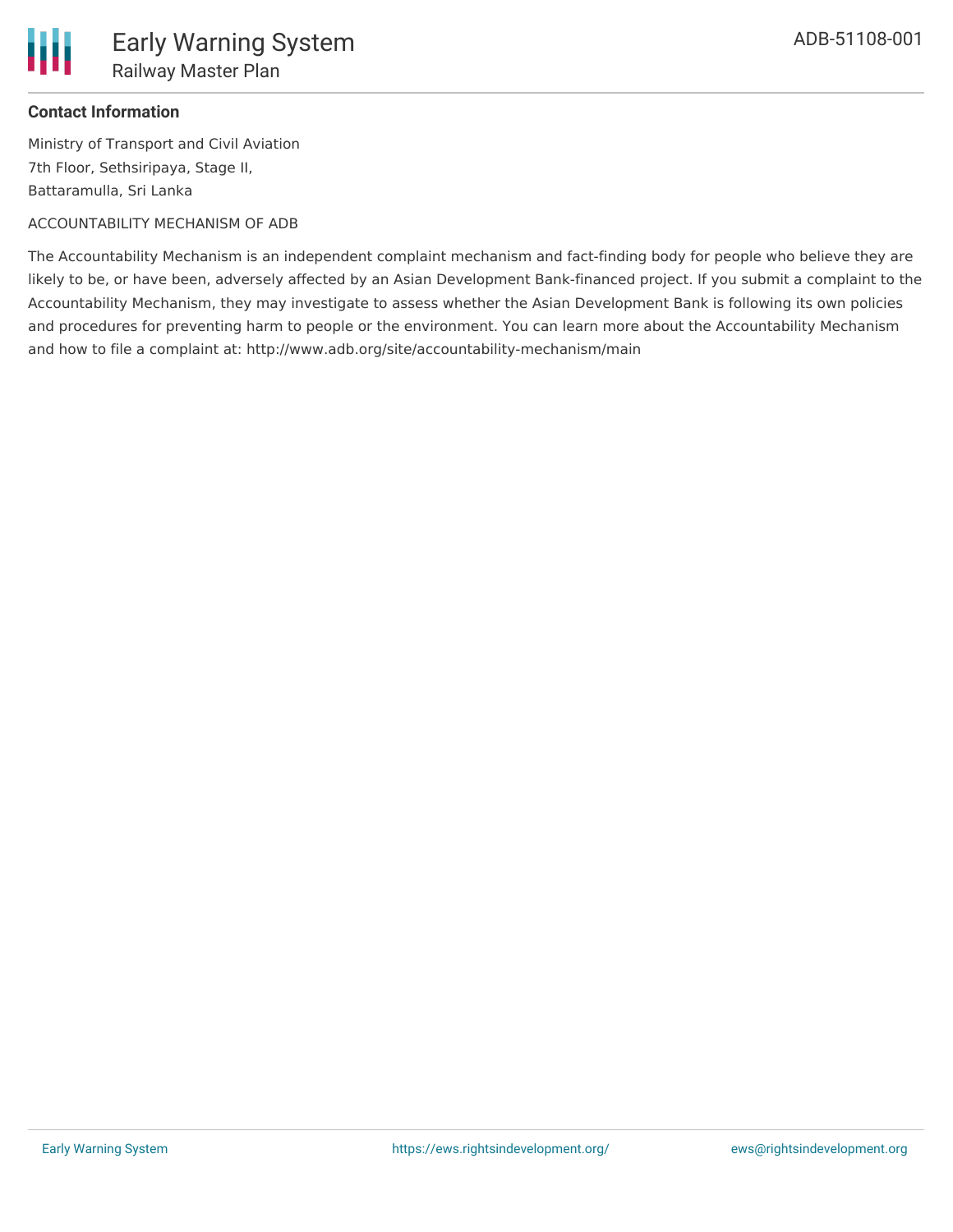**Contact Information**

Ministry of Transport and Civil Aviation
7th Floor, Sethsiripaya, Stage II,
Battaramulla, Sri Lanka

ACCOUNTABILITY MECHANISM OF ADB

The Accountability Mechanism is an independent complaint mechanism and fact-finding body for people who believe they are likely to be, or have been, adversely affected by an Asian Development Bank-financed project. If you submit a complaint to the Accountability Mechanism, they may investigate to assess whether the Asian Development Bank is following its own policies and procedures for preventing harm to people or the environment. You can learn more about the Accountability Mechanism and how to file a complaint at: http://www.adb.org/site/accountability-mechanism/main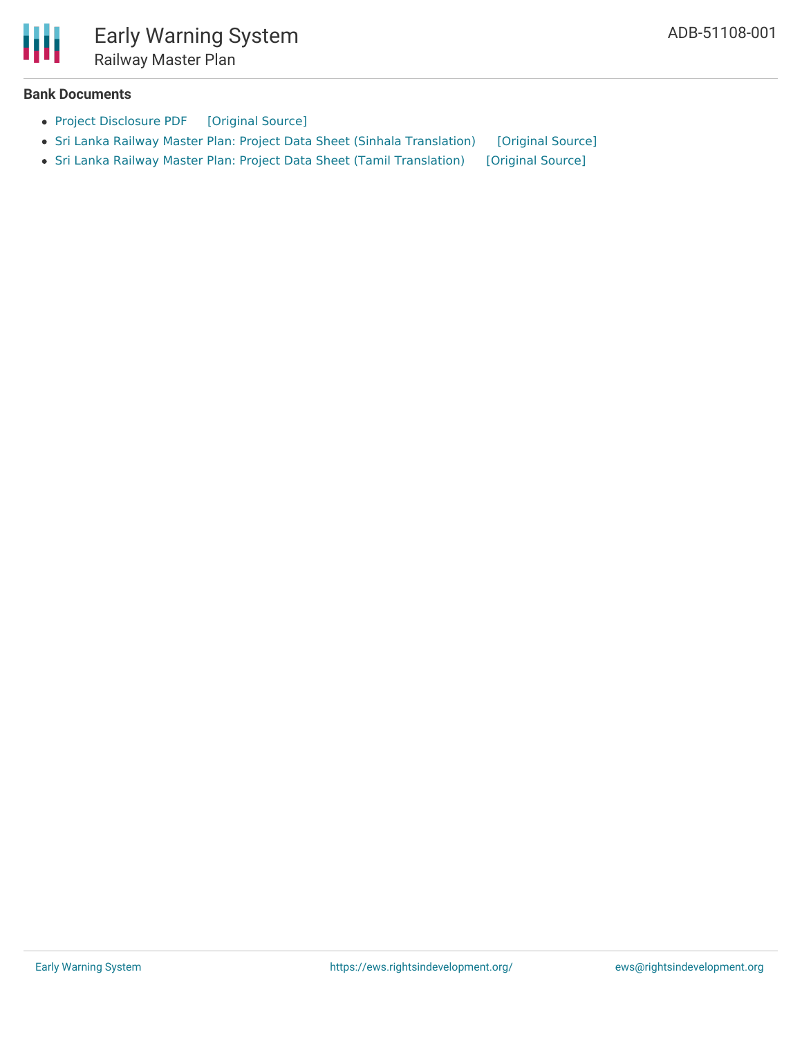**Bank Documents**

- Project Disclosure PDF [Original Source]
- Sri Lanka Railway Master Plan: Project Data Sheet (Sinhala Translation) [Original Source]
- Sri Lanka Railway Master Plan: Project Data Sheet (Tamil Translation) [Original Source]